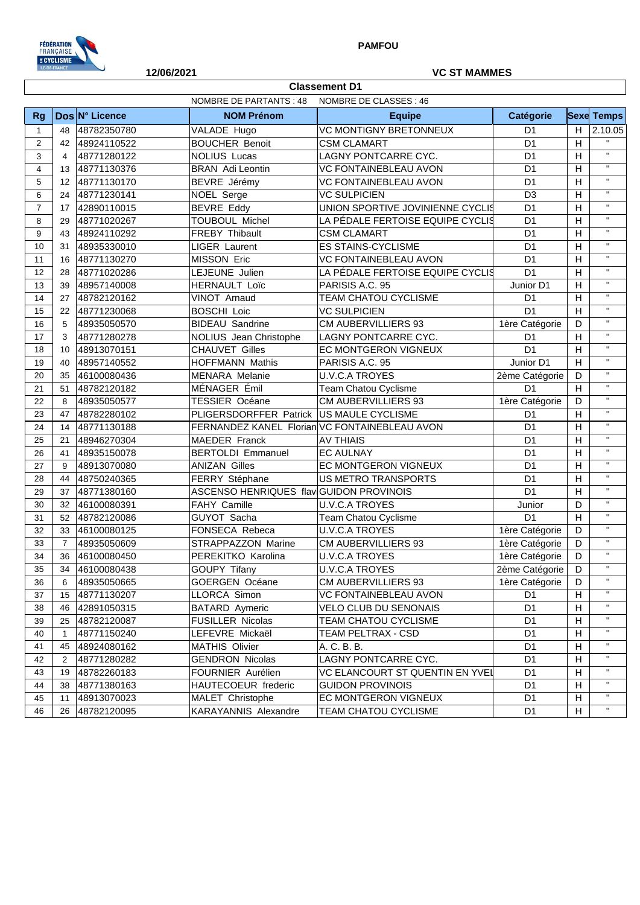**PAMFOU**

**12/06/2021** **VC ST MAMMES**

## Classement D1

NOMBRE DE PARTANTS : 48 NOMBRE DE CLASSES : 46

| Rg | Dos | N° Licence | NOM Prénom | Equipe | Catégorie | Sexe | Temps |
|---|---|---|---|---|---|---|---|
| 1 | 48 | 48782350780 | VALADE Hugo | VC MONTIGNY BRETONNEUX | D1 | H | 2.10.05 |
| 2 | 42 | 48924110522 | BOUCHER Benoit | CSM CLAMART | D1 | H | " |
| 3 | 4 | 48771280122 | NOLIUS Lucas | LAGNY PONTCARRE CYC. | D1 | H | " |
| 4 | 13 | 48771130376 | BRAN Adi Leontin | VC FONTAINEBLEAU AVON | D1 | H | " |
| 5 | 12 | 48771130170 | BEVRE Jérémy | VC FONTAINEBLEAU AVON | D1 | H | " |
| 6 | 24 | 48771230141 | NOEL Serge | VC SULPICIEN | D3 | H | " |
| 7 | 17 | 42890110015 | BEVRE Eddy | UNION SPORTIVE JOVINIENNE CYCLIS | D1 | H | " |
| 8 | 29 | 48771020267 | TOUBOUL Michel | LA PÉDALE FERTOISE EQUIPE CYCLIS | D1 | H | " |
| 9 | 43 | 48924110292 | FREBY Thibault | CSM CLAMART | D1 | H | " |
| 10 | 31 | 48935330010 | LIGER Laurent | ES STAINS-CYCLISME | D1 | H | " |
| 11 | 16 | 48771130270 | MISSON Eric | VC FONTAINEBLEAU AVON | D1 | H | " |
| 12 | 28 | 48771020286 | LEJEUNE Julien | LA PÉDALE FERTOISE EQUIPE CYCLIS | D1 | H | " |
| 13 | 39 | 48957140008 | HERNAULT Loïc | PARISIS A.C. 95 | Junior D1 | H | " |
| 14 | 27 | 48782120162 | VINOT Arnaud | TEAM CHATOU CYCLISME | D1 | H | " |
| 15 | 22 | 48771230068 | BOSCHI Loic | VC SULPICIEN | D1 | H | " |
| 16 | 5 | 48935050570 | BIDEAU Sandrine | CM AUBERVILLIERS 93 | 1ère Catégorie | D | " |
| 17 | 3 | 48771280278 | NOLIUS Jean Christophe | LAGNY PONTCARRE CYC. | D1 | H | " |
| 18 | 10 | 48913070151 | CHAUVET Gilles | EC MONTGERON VIGNEUX | D1 | H | " |
| 19 | 40 | 48957140552 | HOFFMANN Mathis | PARISIS A.C. 95 | Junior D1 | H | " |
| 20 | 35 | 46100080436 | MENARA Melanie | U.V.C.A TROYES | 2ème Catégorie | D | " |
| 21 | 51 | 48782120182 | MÉNAGER Émil | Team Chatou Cyclisme | D1 | H | " |
| 22 | 8 | 48935050577 | TESSIER Océane | CM AUBERVILLIERS 93 | 1ère Catégorie | D | " |
| 23 | 47 | 48782280102 | PLIGERSDORFFER Patrick | US MAULE CYCLISME | D1 | H | " |
| 24 | 14 | 48771130188 | FERNANDEZ KANEL Florian | VC FONTAINEBLEAU AVON | D1 | H | " |
| 25 | 21 | 48946270304 | MAEDER Franck | AV THIAIS | D1 | H | " |
| 26 | 41 | 48935150078 | BERTOLDI Emmanuel | EC AULNAY | D1 | H | " |
| 27 | 9 | 48913070080 | ANIZAN Gilles | EC MONTGERON VIGNEUX | D1 | H | " |
| 28 | 44 | 48750240365 | FERRY Stéphane | US METRO TRANSPORTS | D1 | H | " |
| 29 | 37 | 48771380160 | ASCENSO HENRIQUES flav | GUIDON PROVINOIS | D1 | H | " |
| 30 | 32 | 46100080391 | FAHY Camille | U.V.C.A TROYES | Junior | D | " |
| 31 | 52 | 48782120086 | GUYOT Sacha | Team Chatou Cyclisme | D1 | H | " |
| 32 | 33 | 46100080125 | FONSECA Rebeca | U.V.C.A TROYES | 1ère Catégorie | D | " |
| 33 | 7 | 48935050609 | STRAPPAZZON Marine | CM AUBERVILLIERS 93 | 1ère Catégorie | D | " |
| 34 | 36 | 46100080450 | PEREKITKO Karolina | U.V.C.A TROYES | 1ère Catégorie | D | " |
| 35 | 34 | 46100080438 | GOUPY Tifany | U.V.C.A TROYES | 2ème Catégorie | D | " |
| 36 | 6 | 48935050665 | GOERGEN Océane | CM AUBERVILLIERS 93 | 1ère Catégorie | D | " |
| 37 | 15 | 48771130207 | LLORCA Simon | VC FONTAINEBLEAU AVON | D1 | H | " |
| 38 | 46 | 42891050315 | BATARD Aymeric | VELO CLUB DU SENONAIS | D1 | H | " |
| 39 | 25 | 48782120087 | FUSILLER Nicolas | TEAM CHATOU CYCLISME | D1 | H | " |
| 40 | 1 | 48771150240 | LEFEVRE Mickaël | TEAM PELTRAX - CSD | D1 | H | " |
| 41 | 45 | 48924080162 | MATHIS Olivier | A. C. B. B. | D1 | H | " |
| 42 | 2 | 48771280282 | GENDRON Nicolas | LAGNY PONTCARRE CYC. | D1 | H | " |
| 43 | 19 | 48782260183 | FOURNIER Aurélien | VC ELANCOURT ST QUENTIN EN YVEL | D1 | H | " |
| 44 | 38 | 48771380163 | HAUTECOEUR frederic | GUIDON PROVINOIS | D1 | H | " |
| 45 | 11 | 48913070023 | MALET Christophe | EC MONTGERON VIGNEUX | D1 | H | " |
| 46 | 26 | 48782120095 | KARAYANNIS Alexandre | TEAM CHATOU CYCLISME | D1 | H | " |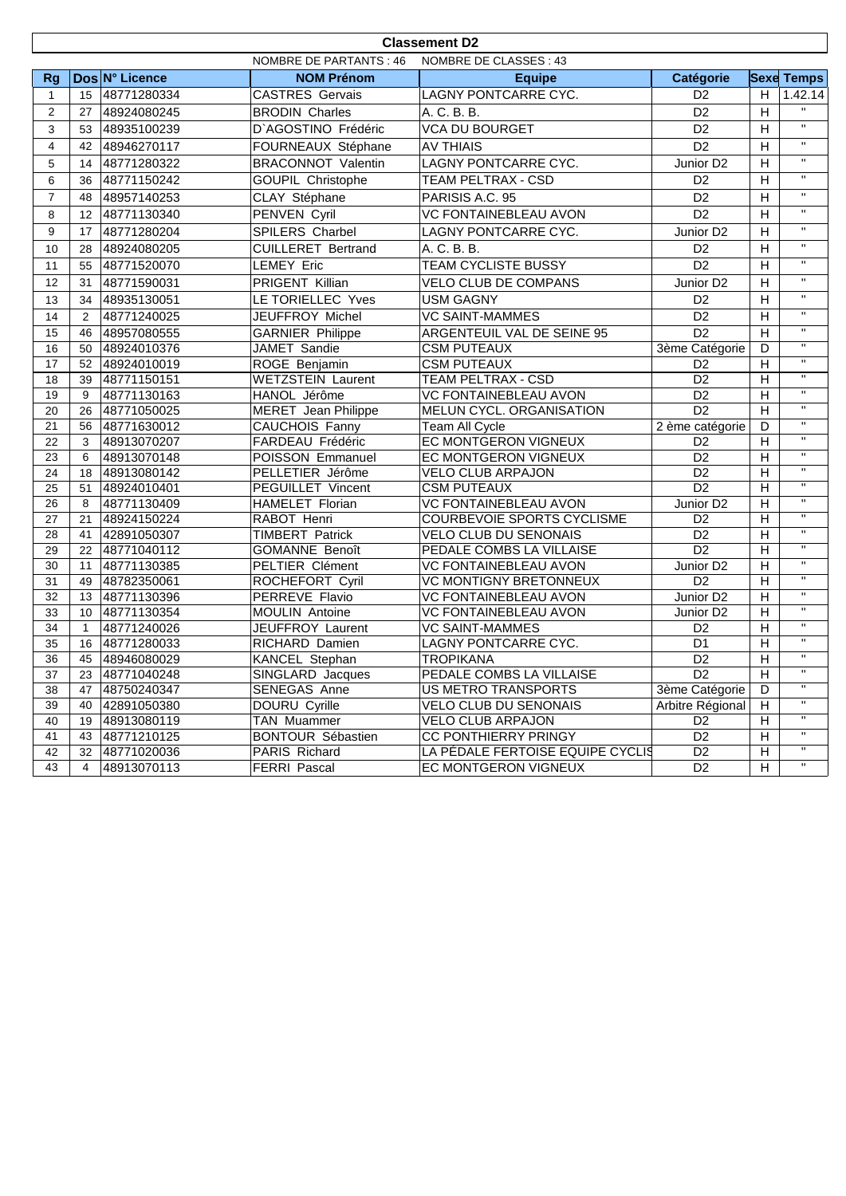# Classement D2

NOMBRE DE PARTANTS : 46 NOMBRE DE CLASSES : 43

| Rg | Dos | N° Licence | NOM Prénom | Equipe | Catégorie | Sexe | Temps |
|---|---|---|---|---|---|---|---|
| 1 | 15 | 48771280334 | CASTRES Gervais | LAGNY PONTCARRE CYC. | D2 | H | 1.42.14 |
| 2 | 27 | 48924080245 | BRODIN Charles | A. C. B. B. | D2 | H | " |
| 3 | 53 | 48935100239 | D`AGOSTINO Frédéric | VCA DU BOURGET | D2 | H | " |
| 4 | 42 | 48946270117 | FOURNEAUX Stéphane | AV THIAIS | D2 | H | " |
| 5 | 14 | 48771280322 | BRACONNOT Valentin | LAGNY PONTCARRE CYC. | Junior D2 | H | " |
| 6 | 36 | 48771150242 | GOUPIL Christophe | TEAM PELTRAX - CSD | D2 | H | " |
| 7 | 48 | 48957140253 | CLAY Stéphane | PARISIS A.C. 95 | D2 | H | " |
| 8 | 12 | 48771130340 | PENVEN Cyril | VC FONTAINEBLEAU AVON | D2 | H | " |
| 9 | 17 | 48771280204 | SPILERS Charbel | LAGNY PONTCARRE CYC. | Junior D2 | H | " |
| 10 | 28 | 48924080205 | CUILLERET Bertrand | A. C. B. B. | D2 | H | " |
| 11 | 55 | 48771520070 | LEMEY Eric | TEAM CYCLISTE BUSSY | D2 | H | " |
| 12 | 31 | 48771590031 | PRIGENT Killian | VELO CLUB DE COMPANS | Junior D2 | H | " |
| 13 | 34 | 48935130051 | LE TORIELLEC Yves | USM GAGNY | D2 | H | " |
| 14 | 2 | 48771240025 | JEUFFROY Michel | VC SAINT-MAMMES | D2 | H | " |
| 15 | 46 | 48957080555 | GARNIER Philippe | ARGENTEUIL VAL DE SEINE 95 | D2 | H | " |
| 16 | 50 | 48924010376 | JAMET Sandie | CSM PUTEAUX | 3ème Catégorie | D | " |
| 17 | 52 | 48924010019 | ROGE Benjamin | CSM PUTEAUX | D2 | H | " |
| 18 | 39 | 48771150151 | WETZSTEIN Laurent | TEAM PELTRAX - CSD | D2 | H | " |
| 19 | 9 | 48771130163 | HANOL Jérôme | VC FONTAINEBLEAU AVON | D2 | H | " |
| 20 | 26 | 48771050025 | MERET Jean Philippe | MELUN CYCL. ORGANISATION | D2 | H | " |
| 21 | 56 | 48771630012 | CAUCHOIS Fanny | Team All Cycle | 2 ème catégorie | D | " |
| 22 | 3 | 48913070207 | FARDEAU Frédéric | EC MONTGERON VIGNEUX | D2 | H | " |
| 23 | 6 | 48913070148 | POISSON Emmanuel | EC MONTGERON VIGNEUX | D2 | H | " |
| 24 | 18 | 48913080142 | PELLETIER Jérôme | VELO CLUB ARPAJON | D2 | H | " |
| 25 | 51 | 48924010401 | PEGUILLET Vincent | CSM PUTEAUX | D2 | H | " |
| 26 | 8 | 48771130409 | HAMELET Florian | VC FONTAINEBLEAU AVON | Junior D2 | H | " |
| 27 | 21 | 48924150224 | RABOT Henri | COURBEVOIE SPORTS CYCLISME | D2 | H | " |
| 28 | 41 | 42891050307 | TIMBERT Patrick | VELO CLUB DU SENONAIS | D2 | H | " |
| 29 | 22 | 48771040112 | GOMANNE Benoît | PEDALE COMBS LA VILLAISE | D2 | H | " |
| 30 | 11 | 48771130385 | PELTIER Clément | VC FONTAINEBLEAU AVON | Junior D2 | H | " |
| 31 | 49 | 48782350061 | ROCHEFORT Cyril | VC MONTIGNY BRETONNEUX | D2 | H | " |
| 32 | 13 | 48771130396 | PERREVE Flavio | VC FONTAINEBLEAU AVON | Junior D2 | H | " |
| 33 | 10 | 48771130354 | MOULIN Antoine | VC FONTAINEBLEAU AVON | Junior D2 | H | " |
| 34 | 1 | 48771240026 | JEUFFROY Laurent | VC SAINT-MAMMES | D2 | H | " |
| 35 | 16 | 48771280033 | RICHARD Damien | LAGNY PONTCARRE CYC. | D1 | H | " |
| 36 | 45 | 48946080029 | KANCEL Stephan | TROPIKANA | D2 | H | " |
| 37 | 23 | 48771040248 | SINGLARD Jacques | PEDALE COMBS LA VILLAISE | D2 | H | " |
| 38 | 47 | 48750240347 | SENEGAS Anne | US METRO TRANSPORTS | 3ème Catégorie | D | " |
| 39 | 40 | 42891050380 | DOURU Cyrille | VELO CLUB DU SENONAIS | Arbitre Régional | H | " |
| 40 | 19 | 48913080119 | TAN Muammer | VELO CLUB ARPAJON | D2 | H | " |
| 41 | 43 | 48771210125 | BONTOUR Sébastien | CC PONTHIERRY PRINGY | D2 | H | " |
| 42 | 32 | 48771020036 | PARIS Richard | LA PÉDALE FERTOISE EQUIPE CYCLIS | D2 | H | " |
| 43 | 4 | 48913070113 | FERRI Pascal | EC MONTGERON VIGNEUX | D2 | H | " |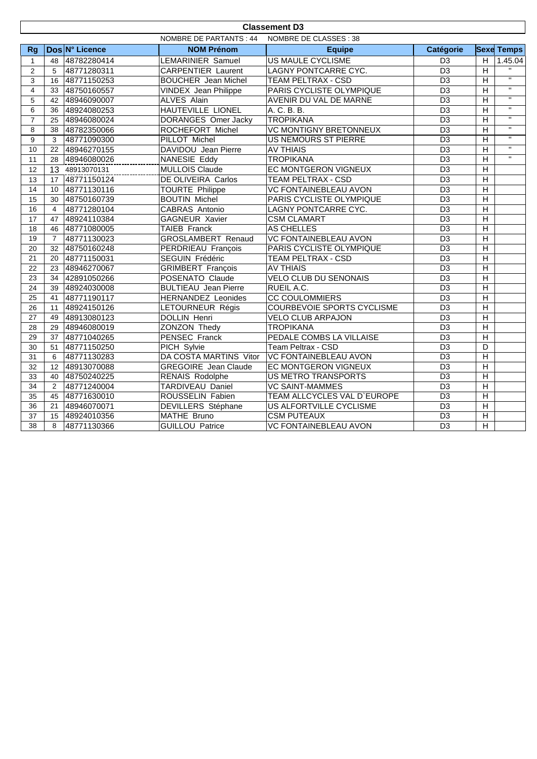# Classement D3

NOMBRE DE PARTANTS : 44 NOMBRE DE CLASSES : 38

| Rg | Dos | N° Licence | NOM Prénom | Equipe | Catégorie | Sexe | Temps |
|---|---|---|---|---|---|---|---|
| 1 | 48 | 48782280414 | LEMARINIER Samuel | US MAULE CYCLISME | D3 | H | 1.45.04 |
| 2 | 5 | 48771280311 | CARPENTIER Laurent | LAGNY PONTCARRE CYC. | D3 | H | " |
| 3 | 16 | 48771150253 | BOUCHER Jean Michel | TEAM PELTRAX - CSD | D3 | H | " |
| 4 | 33 | 48750160557 | VINDEX Jean Philippe | PARIS CYCLISTE OLYMPIQUE | D3 | H | " |
| 5 | 42 | 48946090007 | ALVES Alain | AVENIR DU VAL DE MARNE | D3 | H | " |
| 6 | 36 | 48924080253 | HAUTEVILLE LIONEL | A. C. B. B. | D3 | H | " |
| 7 | 25 | 48946080024 | DORANGES Omer Jacky | TROPIKANA | D3 | H | " |
| 8 | 38 | 48782350066 | ROCHEFORT Michel | VC MONTIGNY BRETONNEUX | D3 | H | " |
| 9 | 3 | 48771090300 | PILLOT Michel | US NEMOURS ST PIERRE | D3 | H | " |
| 10 | 22 | 48946270155 | DAVIDOU Jean Pierre | AV THIAIS | D3 | H | " |
| 11 | 28 | 48946080026 | NANESIE Eddy | TROPIKANA | D3 | H | " |
| 12 | 13 | 48913070131 | MULLOIS Claude | EC MONTGERON VIGNEUX | D3 | H | |
| 13 | 17 | 48771150124 | DE OLIVEIRA Carlos | TEAM PELTRAX - CSD | D3 | H | |
| 14 | 10 | 48771130116 | TOURTE Philippe | VC FONTAINEBLEAU AVON | D3 | H | |
| 15 | 30 | 48750160739 | BOUTIN Michel | PARIS CYCLISTE OLYMPIQUE | D3 | H | |
| 16 | 4 | 48771280104 | CABRAS Antonio | LAGNY PONTCARRE CYC. | D3 | H | |
| 17 | 47 | 48924110384 | GAGNEUR Xavier | CSM CLAMART | D3 | H | |
| 18 | 46 | 48771080005 | TAIEB Franck | AS CHELLES | D3 | H | |
| 19 | 7 | 48771130023 | GROSLAMBERT Renaud | VC FONTAINEBLEAU AVON | D3 | H | |
| 20 | 32 | 48750160248 | PERDRIEAU François | PARIS CYCLISTE OLYMPIQUE | D3 | H | |
| 21 | 20 | 48771150031 | SEGUIN Frédéric | TEAM PELTRAX - CSD | D3 | H | |
| 22 | 23 | 48946270067 | GRIMBERT François | AV THIAIS | D3 | H | |
| 23 | 34 | 42891050266 | POSENATO Claude | VELO CLUB DU SENONAIS | D3 | H | |
| 24 | 39 | 48924030008 | BULTIEAU Jean Pierre | RUEIL A.C. | D3 | H | |
| 25 | 41 | 48771190117 | HERNANDEZ Leonides | CC COULOMMIERS | D3 | H | |
| 26 | 11 | 48924150126 | LETOURNEUR Régis | COURBEVOIE SPORTS CYCLISME | D3 | H | |
| 27 | 49 | 48913080123 | DOLLIN Henri | VELO CLUB ARPAJON | D3 | H | |
| 28 | 29 | 48946080019 | ZONZON Thedy | TROPIKANA | D3 | H | |
| 29 | 37 | 48771040265 | PENSEC Franck | PEDALE COMBS LA VILLAISE | D3 | H | |
| 30 | 51 | 48771150250 | PICH Sylvie | Team Peltrax - CSD | D3 | D | |
| 31 | 6 | 48771130283 | DA COSTA MARTINS Vitor | VC FONTAINEBLEAU AVON | D3 | H | |
| 32 | 12 | 48913070088 | GREGOIRE Jean Claude | EC MONTGERON VIGNEUX | D3 | H | |
| 33 | 40 | 48750240225 | RENAIS Rodolphe | US METRO TRANSPORTS | D3 | H | |
| 34 | 2 | 48771240004 | TARDIVEAU Daniel | VC SAINT-MAMMES | D3 | H | |
| 35 | 45 | 48771630010 | ROUSSELIN Fabien | TEAM ALLCYCLES VAL D`EUROPE | D3 | H | |
| 36 | 21 | 48946070071 | DEVILLERS Stéphane | US ALFORTVILLE CYCLISME | D3 | H | |
| 37 | 15 | 48924010356 | MATHE Bruno | CSM PUTEAUX | D3 | H | |
| 38 | 8 | 48771130366 | GUILLOU Patrice | VC FONTAINEBLEAU AVON | D3 | H | |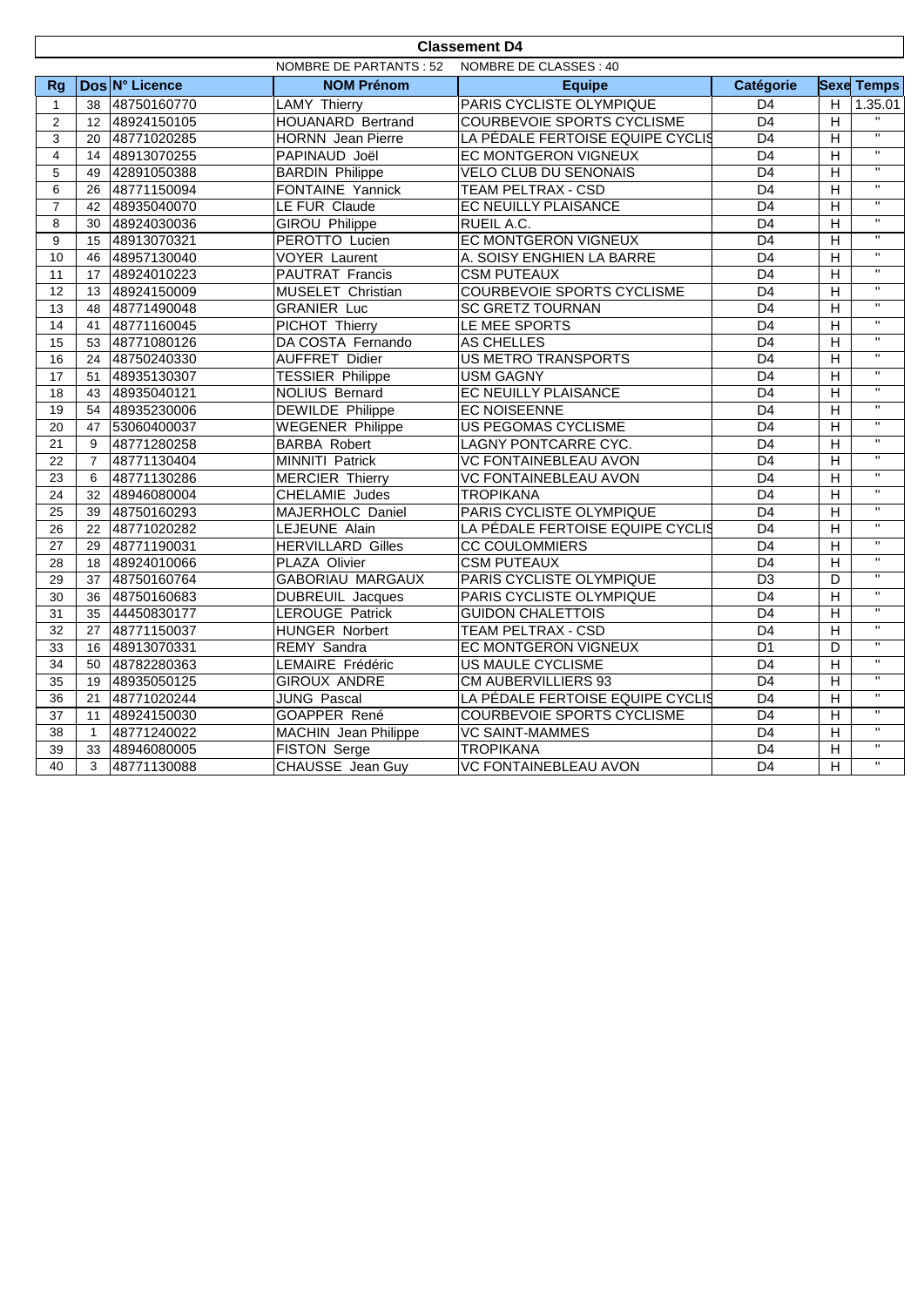# Classement D4

NOMBRE DE PARTANTS : 52 NOMBRE DE CLASSES : 40

| Rg | Dos | N° Licence | NOM Prénom | Equipe | Catégorie | Sexe | Temps |
|---|---|---|---|---|---|---|---|
| 1 | 38 | 48750160770 | LAMY Thierry | PARIS CYCLISTE OLYMPIQUE | D4 | H | 1.35.01 |
| 2 | 12 | 48924150105 | HOUANARD Bertrand | COURBEVOIE SPORTS CYCLISME | D4 | H | " |
| 3 | 20 | 48771020285 | HORNN Jean Pierre | LA PÉDALE FERTOISE EQUIPE CYCLIS | D4 | H | " |
| 4 | 14 | 48913070255 | PAPINAUD Joël | EC MONTGERON VIGNEUX | D4 | H | " |
| 5 | 49 | 42891050388 | BARDIN Philippe | VELO CLUB DU SENONAIS | D4 | H | " |
| 6 | 26 | 48771150094 | FONTAINE Yannick | TEAM PELTRAX - CSD | D4 | H | " |
| 7 | 42 | 48935040070 | LE FUR Claude | EC NEUILLY PLAISANCE | D4 | H | " |
| 8 | 30 | 48924030036 | GIROU Philippe | RUEIL A.C. | D4 | H | " |
| 9 | 15 | 48913070321 | PEROTTO Lucien | EC MONTGERON VIGNEUX | D4 | H | " |
| 10 | 46 | 48957130040 | VOYER Laurent | A. SOISY ENGHIEN LA BARRE | D4 | H | " |
| 11 | 17 | 48924010223 | PAUTRAT Francis | CSM PUTEAUX | D4 | H | " |
| 12 | 13 | 48924150009 | MUSELET Christian | COURBEVOIE SPORTS CYCLISME | D4 | H | " |
| 13 | 48 | 48771490048 | GRANIER Luc | SC GRETZ TOURNAN | D4 | H | " |
| 14 | 41 | 48771160045 | PICHOT Thierry | LE MEE SPORTS | D4 | H | " |
| 15 | 53 | 48771080126 | DA COSTA Fernando | AS CHELLES | D4 | H | " |
| 16 | 24 | 48750240330 | AUFFRET Didier | US METRO TRANSPORTS | D4 | H | " |
| 17 | 51 | 48935130307 | TESSIER Philippe | USM GAGNY | D4 | H | " |
| 18 | 43 | 48935040121 | NOLIUS Bernard | EC NEUILLY PLAISANCE | D4 | H | " |
| 19 | 54 | 48935230006 | DEWILDE Philippe | EC NOISEENNE | D4 | H | " |
| 20 | 47 | 53060400037 | WEGENER Philippe | US PEGOMAS CYCLISME | D4 | H | " |
| 21 | 9 | 48771280258 | BARBA Robert | LAGNY PONTCARRE CYC. | D4 | H | " |
| 22 | 7 | 48771130404 | MINNITI Patrick | VC FONTAINEBLEAU AVON | D4 | H | " |
| 23 | 6 | 48771130286 | MERCIER Thierry | VC FONTAINEBLEAU AVON | D4 | H | " |
| 24 | 32 | 48946080004 | CHELAMIE Judes | TROPIKANA | D4 | H | " |
| 25 | 39 | 48750160293 | MAJERHOLC Daniel | PARIS CYCLISTE OLYMPIQUE | D4 | H | " |
| 26 | 22 | 48771020282 | LEJEUNE Alain | LA PÉDALE FERTOISE EQUIPE CYCLIS | D4 | H | " |
| 27 | 29 | 48771190031 | HERVILLARD Gilles | CC COULOMMIERS | D4 | H | " |
| 28 | 18 | 48924010066 | PLAZA Olivier | CSM PUTEAUX | D4 | H | " |
| 29 | 37 | 48750160764 | GABORIAU MARGAUX | PARIS CYCLISTE OLYMPIQUE | D3 | D | " |
| 30 | 36 | 48750160683 | DUBREUIL Jacques | PARIS CYCLISTE OLYMPIQUE | D4 | H | " |
| 31 | 35 | 44450830177 | LEROUGE Patrick | GUIDON CHALETTOIS | D4 | H | " |
| 32 | 27 | 48771150037 | HUNGER Norbert | TEAM PELTRAX - CSD | D4 | H | " |
| 33 | 16 | 48913070331 | REMY Sandra | EC MONTGERON VIGNEUX | D1 | D | " |
| 34 | 50 | 48782280363 | LEMAIRE Frédéric | US MAULE CYCLISME | D4 | H | " |
| 35 | 19 | 48935050125 | GIROUX ANDRE | CM AUBERVILLIERS 93 | D4 | H | " |
| 36 | 21 | 48771020244 | JUNG Pascal | LA PÉDALE FERTOISE EQUIPE CYCLIS | D4 | H | " |
| 37 | 11 | 48924150030 | GOAPPER René | COURBEVOIE SPORTS CYCLISME | D4 | H | " |
| 38 | 1 | 48771240022 | MACHIN Jean Philippe | VC SAINT-MAMMES | D4 | H | " |
| 39 | 33 | 48946080005 | FISTON Serge | TROPIKANA | D4 | H | " |
| 40 | 3 | 48771130088 | CHAUSSE Jean Guy | VC FONTAINEBLEAU AVON | D4 | H | " |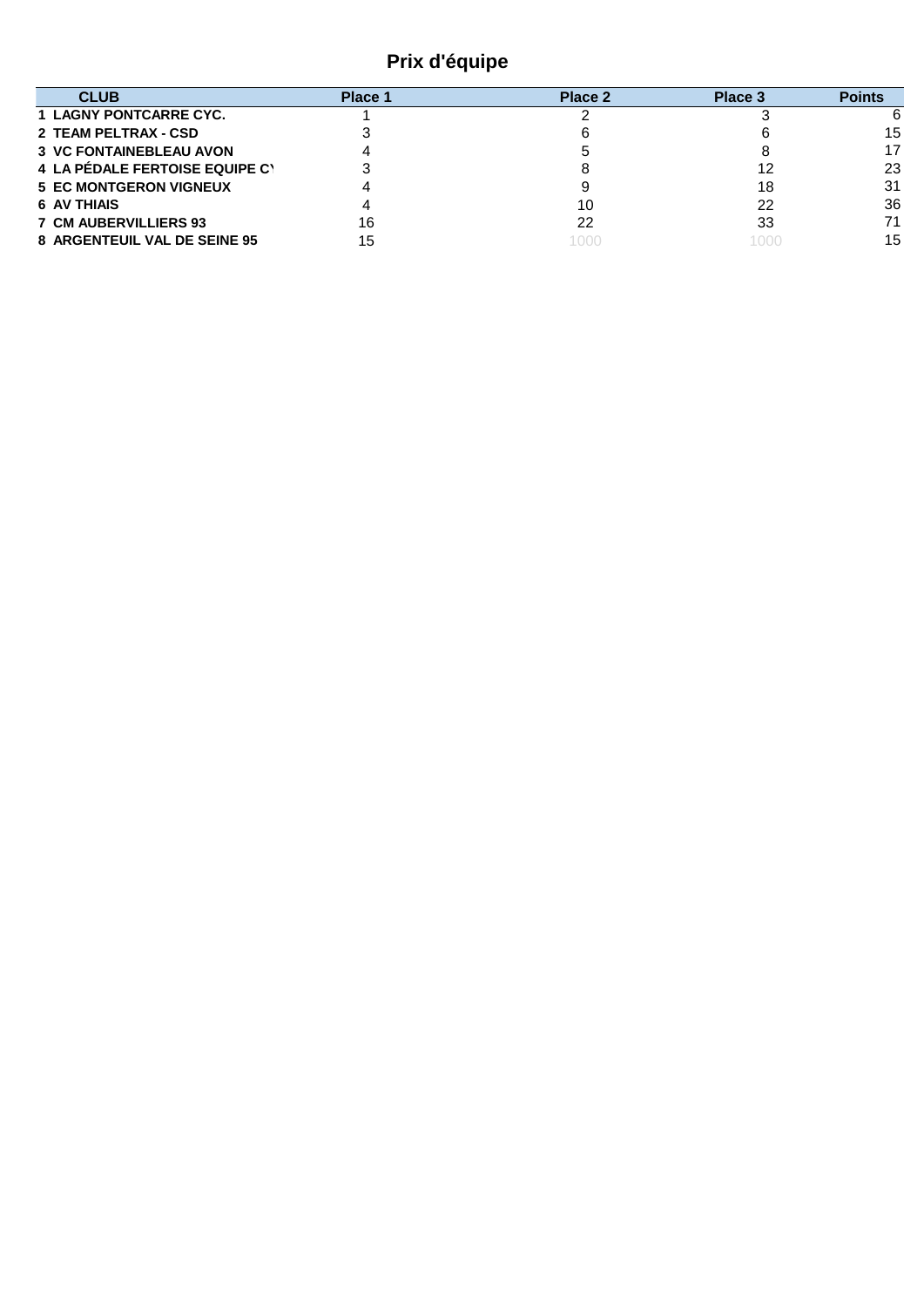# Prix d'équipe

| CLUB | Place 1 | Place 2 | Place 3 | Points |
|---|---|---|---|---|
| 1 LAGNY PONTCARRE CYC. | 1 | 2 | 3 | 6 |
| 2 TEAM PELTRAX - CSD | 3 | 6 | 6 | 15 |
| 3 VC FONTAINEBLEAU AVON | 4 | 5 | 8 | 17 |
| 4 LA PÉDALE FERTOISE EQUIPE CY | 3 | 8 | 12 | 23 |
| 5 EC MONTGERON VIGNEUX | 4 | 9 | 18 | 31 |
| 6 AV THIAIS | 4 | 10 | 22 | 36 |
| 7 CM AUBERVILLIERS 93 | 16 | 22 | 33 | 71 |
| 8 ARGENTEUIL VAL DE SEINE 95 | 15 | 1000 | 1000 | 15 |